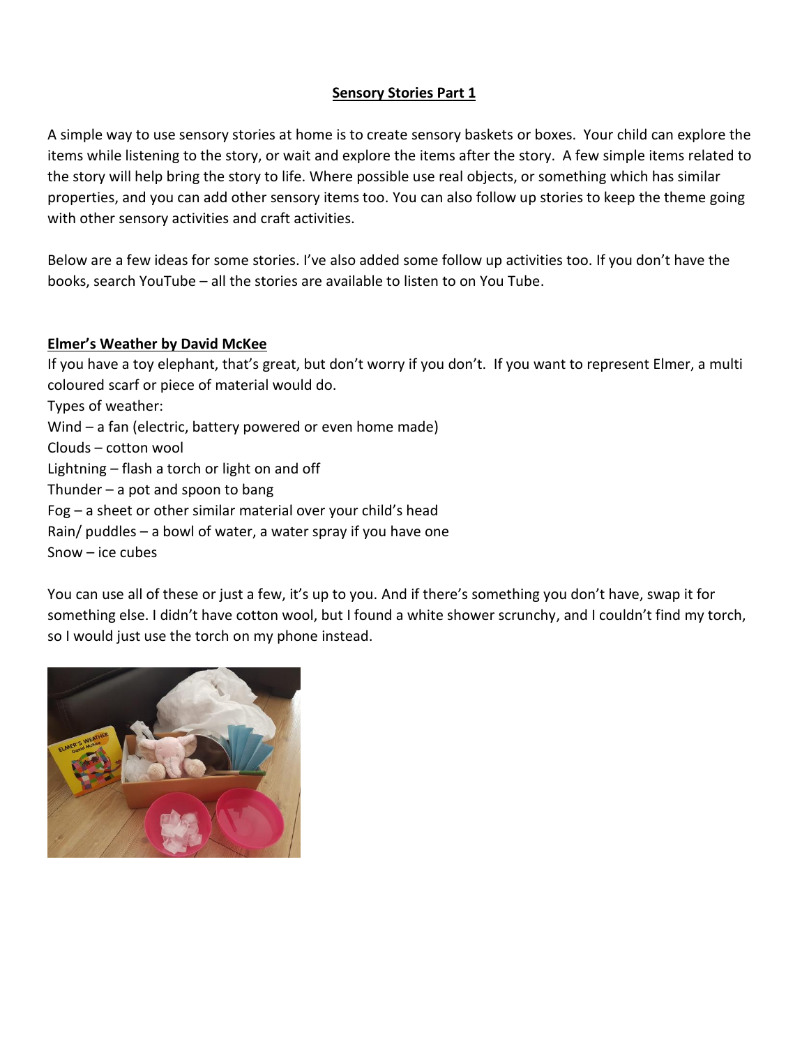# Sensory Stories Part 1

A simple way to use sensory stories at home is to create sensory baskets or boxes. Your child can explore the items while listening to the story, or wait and explore the items after the story. A few simple items related to the story will help bring the story to life. Where possible use real objects, or something which has similar properties, and you can add other sensory items too. You can also follow up stories to keep the theme going with other sensory activities and craft activities.

Below are a few ideas for some stories. I've also added some follow up activities too. If you don't have the books, search YouTube – all the stories are available to listen to on You Tube.

## Elmer's Weather by David McKee

If you have a toy elephant, that's great, but don't worry if you don't. If you want to represent Elmer, a multi coloured scarf or piece of material would do.

Types of weather:

Wind – a fan (electric, battery powered or even home made)
Clouds – cotton wool
Lightning – flash a torch or light on and off
Thunder – a pot and spoon to bang
Fog – a sheet or other similar material over your child's head
Rain/ puddles – a bowl of water, a water spray if you have one
Snow – ice cubes

You can use all of these or just a few, it's up to you. And if there's something you don't have, swap it for something else. I didn't have cotton wool, but I found a white shower scrunchy, and I couldn't find my torch, so I would just use the torch on my phone instead.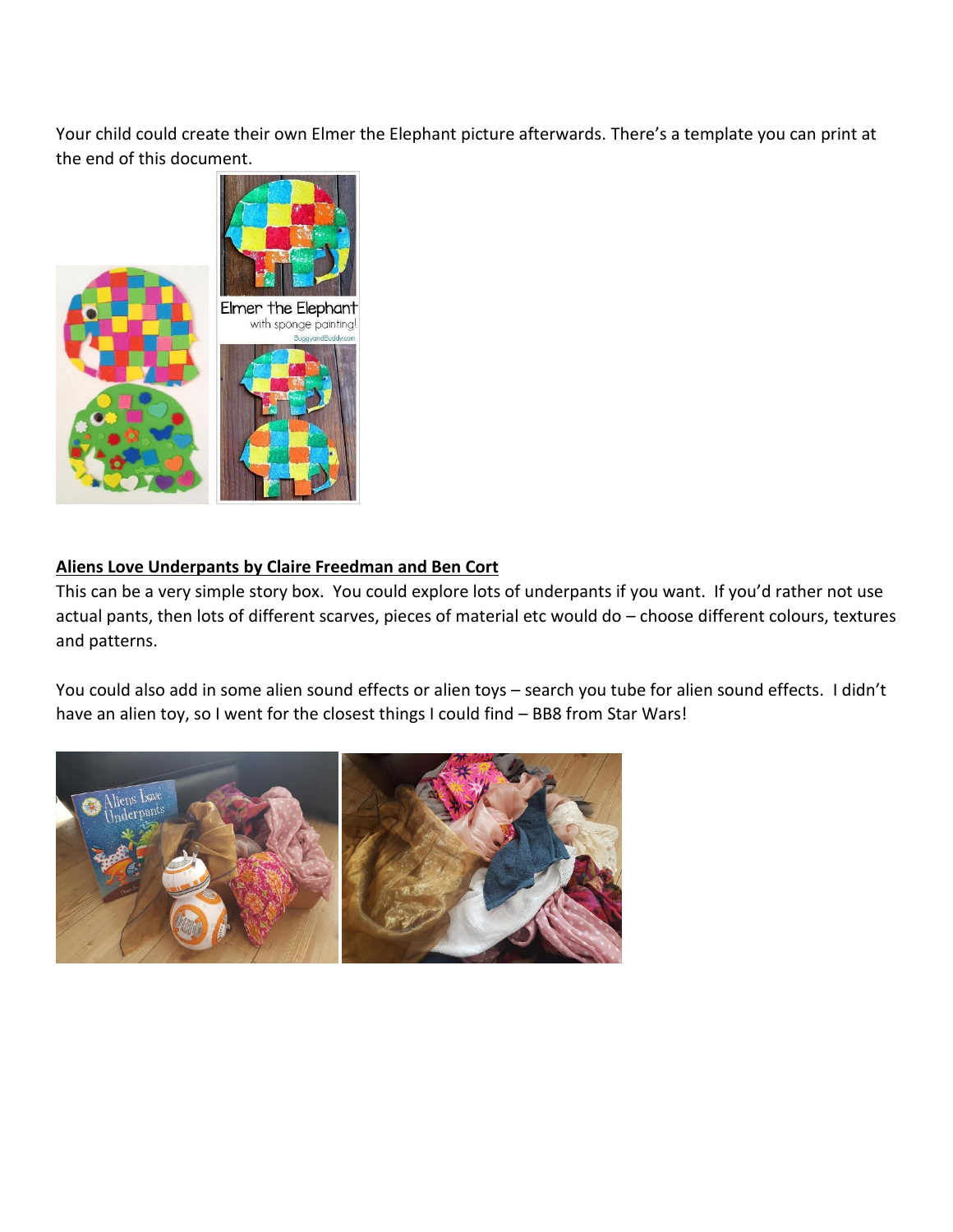Your child could create their own Elmer the Elephant picture afterwards. There's a template you can print at the end of this document.

**Aliens Love Underpants by Claire Freedman and Ben Cort**

This can be a very simple story box. You could explore lots of underpants if you want. If you'd rather not use actual pants, then lots of different scarves, pieces of material etc would do – choose different colours, textures and patterns.

You could also add in some alien sound effects or alien toys – search you tube for alien sound effects. I didn't have an alien toy, so I went for the closest things I could find – BB8 from Star Wars!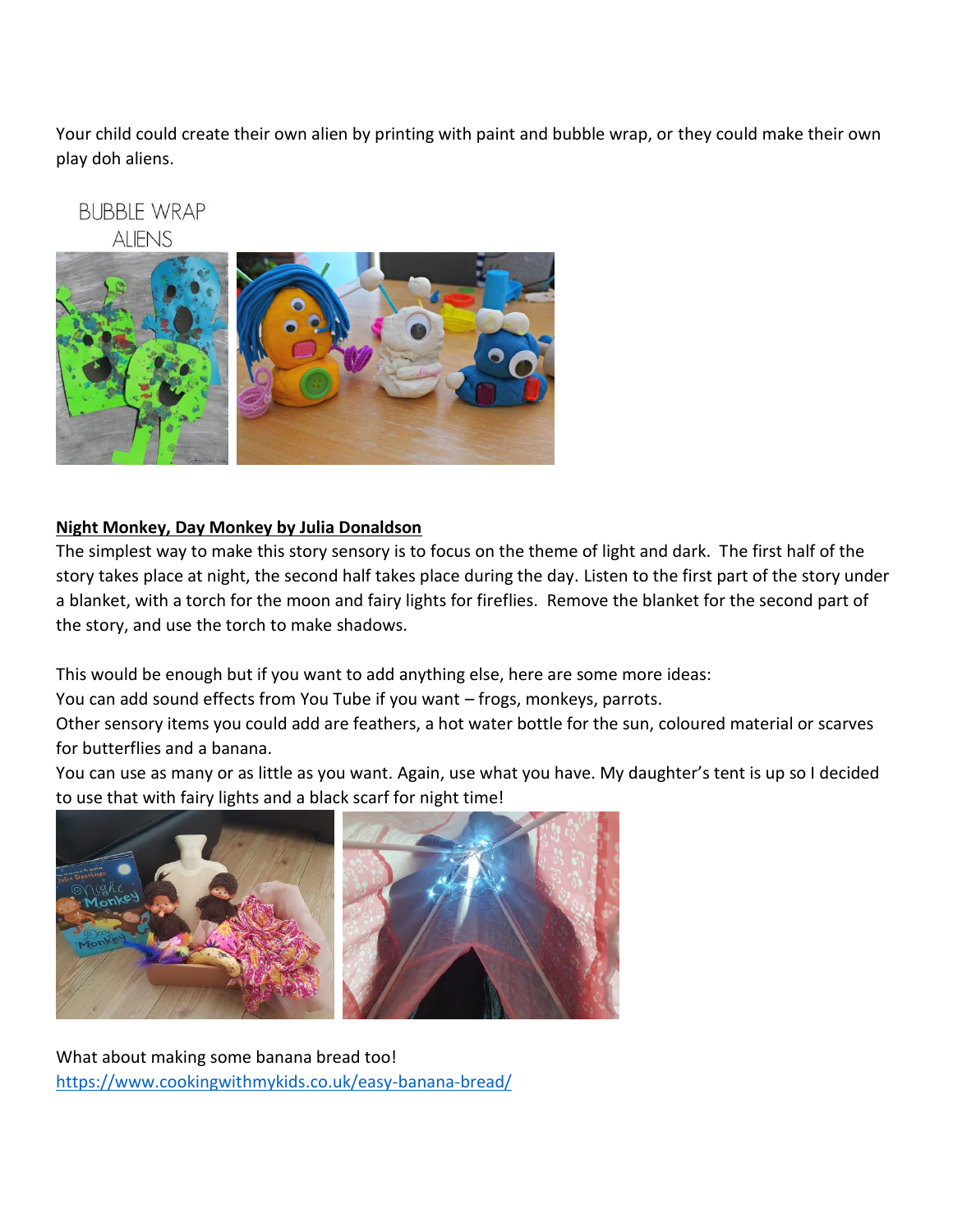Your child could create their own alien by printing with paint and bubble wrap, or they could make their own play doh aliens.

**Night Monkey, Day Monkey by Julia Donaldson**

The simplest way to make this story sensory is to focus on the theme of light and dark. The first half of the story takes place at night, the second half takes place during the day. Listen to the first part of the story under a blanket, with a torch for the moon and fairy lights for fireflies. Remove the blanket for the second part of the story, and use the torch to make shadows.

This would be enough but if you want to add anything else, here are some more ideas:
You can add sound effects from You Tube if you want – frogs, monkeys, parrots.
Other sensory items you could add are feathers, a hot water bottle for the sun, coloured material or scarves for butterflies and a banana.
You can use as many or as little as you want. Again, use what you have. My daughter's tent is up so I decided to use that with fairy lights and a black scarf for night time!

What about making some banana bread too!
https://www.cookingwithmykids.co.uk/easy-banana-bread/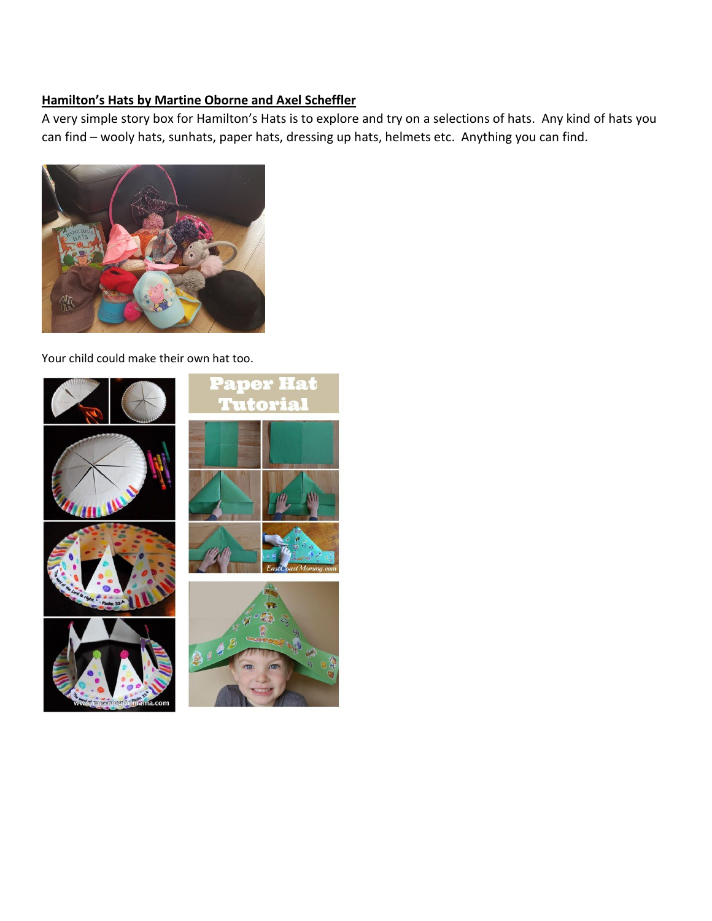**Hamilton's Hats by Martine Oborne and Axel Scheffler**

A very simple story box for Hamilton's Hats is to explore and try on a selections of hats. Any kind of hats you can find – wooly hats, sunhats, paper hats, dressing up hats, helmets etc. Anything you can find.

Your child could make their own hat too.